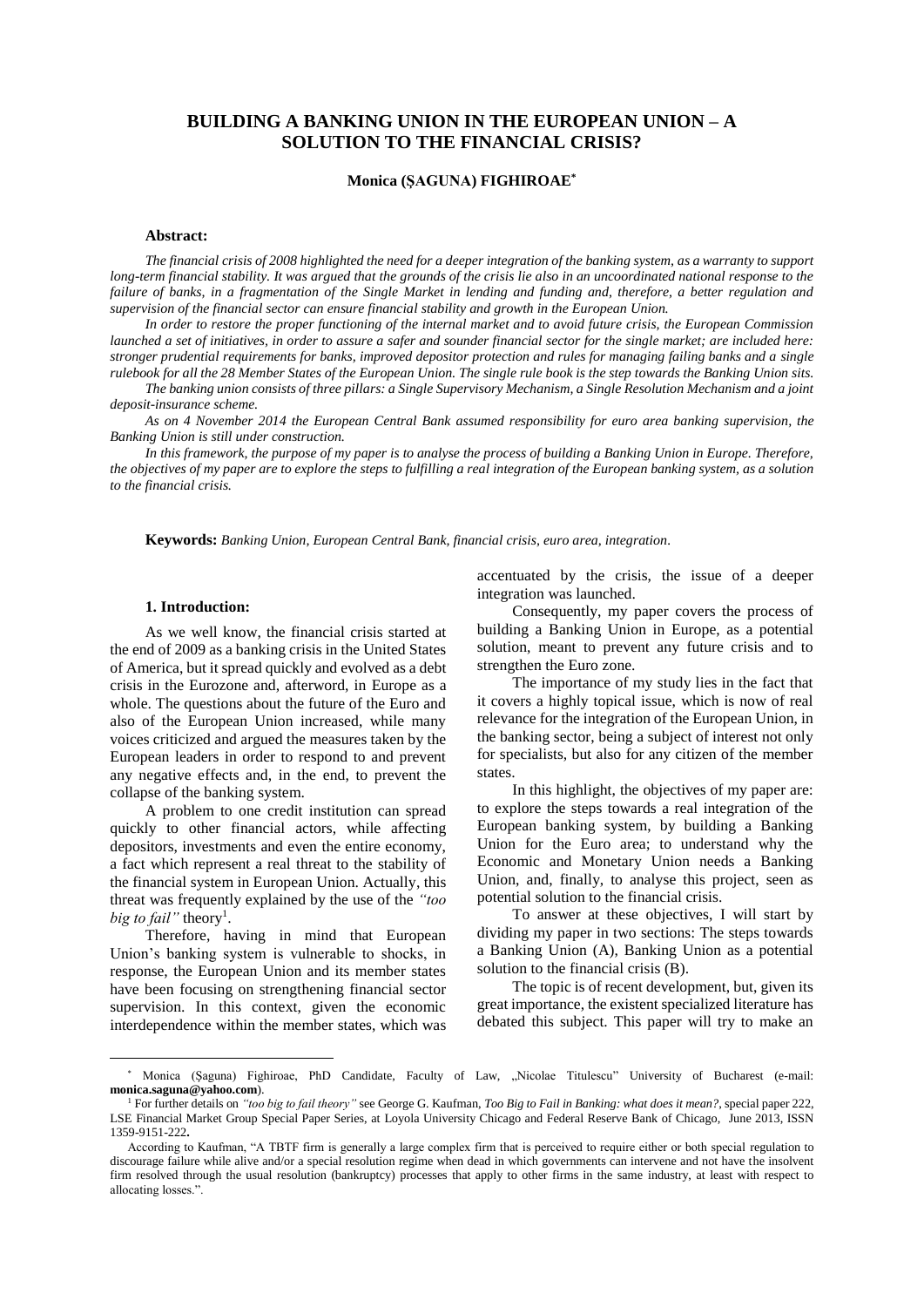# BUILDING A BANKING UNION IN THE EUROPEAN UNION – A SOLUTION TO THE FINANCIAL CRISIS?

**Monica (ŞAGUNA) FIGHIROAE***

**Abstract:**

*The financial crisis of 2008 highlighted the need for a deeper integration of the banking system, as a warranty to support long-term financial stability. It was argued that the grounds of the crisis lie also in an uncoordinated national response to the failure of banks, in a fragmentation of the Single Market in lending and funding and, therefore, a better regulation and supervision of the financial sector can ensure financial stability and growth in the European Union.*

*In order to restore the proper functioning of the internal market and to avoid future crisis, the European Commission launched a set of initiatives, in order to assure a safer and sounder financial sector for the single market; are included here: stronger prudential requirements for banks, improved depositor protection and rules for managing failing banks and a single rulebook for all the 28 Member States of the European Union. The single rule book is the step towards the Banking Union sits.*

*The banking union consists of three pillars: a Single Supervisory Mechanism, a Single Resolution Mechanism and a joint deposit-insurance scheme.*

*As on 4 November 2014 the European Central Bank assumed responsibility for euro area banking supervision, the Banking Union is still under construction.*

*In this framework, the purpose of my paper is to analyse the process of building a Banking Union in Europe. Therefore, the objectives of my paper are to explore the steps to fulfilling a real integration of the European banking system, as a solution to the financial crisis.*

**Keywords:** *Banking Union, European Central Bank, financial crisis, euro area, integration.*

## 1. Introduction:

As we well know, the financial crisis started at the end of 2009 as a banking crisis in the United States of America, but it spread quickly and evolved as a debt crisis in the Eurozone and, afterword, in Europe as a whole. The questions about the future of the Euro and also of the European Union increased, while many voices criticized and argued the measures taken by the European leaders in order to respond to and prevent any negative effects and, in the end, to prevent the collapse of the banking system.

A problem to one credit institution can spread quickly to other financial actors, while affecting depositors, investments and even the entire economy, a fact which represent a real threat to the stability of the financial system in European Union. Actually, this threat was frequently explained by the use of the *"too big to fail"* theory[1].

Therefore, having in mind that European Union's banking system is vulnerable to shocks, in response, the European Union and its member states have been focusing on strengthening financial sector supervision. In this context, given the economic interdependence within the member states, which was accentuated by the crisis, the issue of a deeper integration was launched.

Consequently, my paper covers the process of building a Banking Union in Europe, as a potential solution, meant to prevent any future crisis and to strengthen the Euro zone.

The importance of my study lies in the fact that it covers a highly topical issue, which is now of real relevance for the integration of the European Union, in the banking sector, being a subject of interest not only for specialists, but also for any citizen of the member states.

In this highlight, the objectives of my paper are: to explore the steps towards a real integration of the European banking system, by building a Banking Union for the Euro area; to understand why the Economic and Monetary Union needs a Banking Union, and, finally, to analyse this project, seen as potential solution to the financial crisis.

To answer at these objectives, I will start by dividing my paper in two sections: The steps towards a Banking Union (A), Banking Union as a potential solution to the financial crisis (B).

The topic is of recent development, but, given its great importance, the existent specialized literature has debated this subject. This paper will try to make an

---

\* Monica (Şaguna) Fighiroae, PhD Candidate, Faculty of Law, „Nicolae Titulescu" University of Bucharest (e-mail: **monica.saguna@yahoo.com**).

[1] For further details on *"too big to fail theory"* see George G. Kaufman, *Too Big to Fail in Banking: what does it mean?*, special paper 222, LSE Financial Market Group Special Paper Series, at Loyola University Chicago and Federal Reserve Bank of Chicago, June 2013, ISSN 1359-9151-222**.**

According to Kaufman, "A TBTF firm is generally a large complex firm that is perceived to require either or both special regulation to discourage failure while alive and/or a special resolution regime when dead in which governments can intervene and not have the insolvent firm resolved through the usual resolution (bankruptcy) processes that apply to other firms in the same industry, at least with respect to allocating losses.".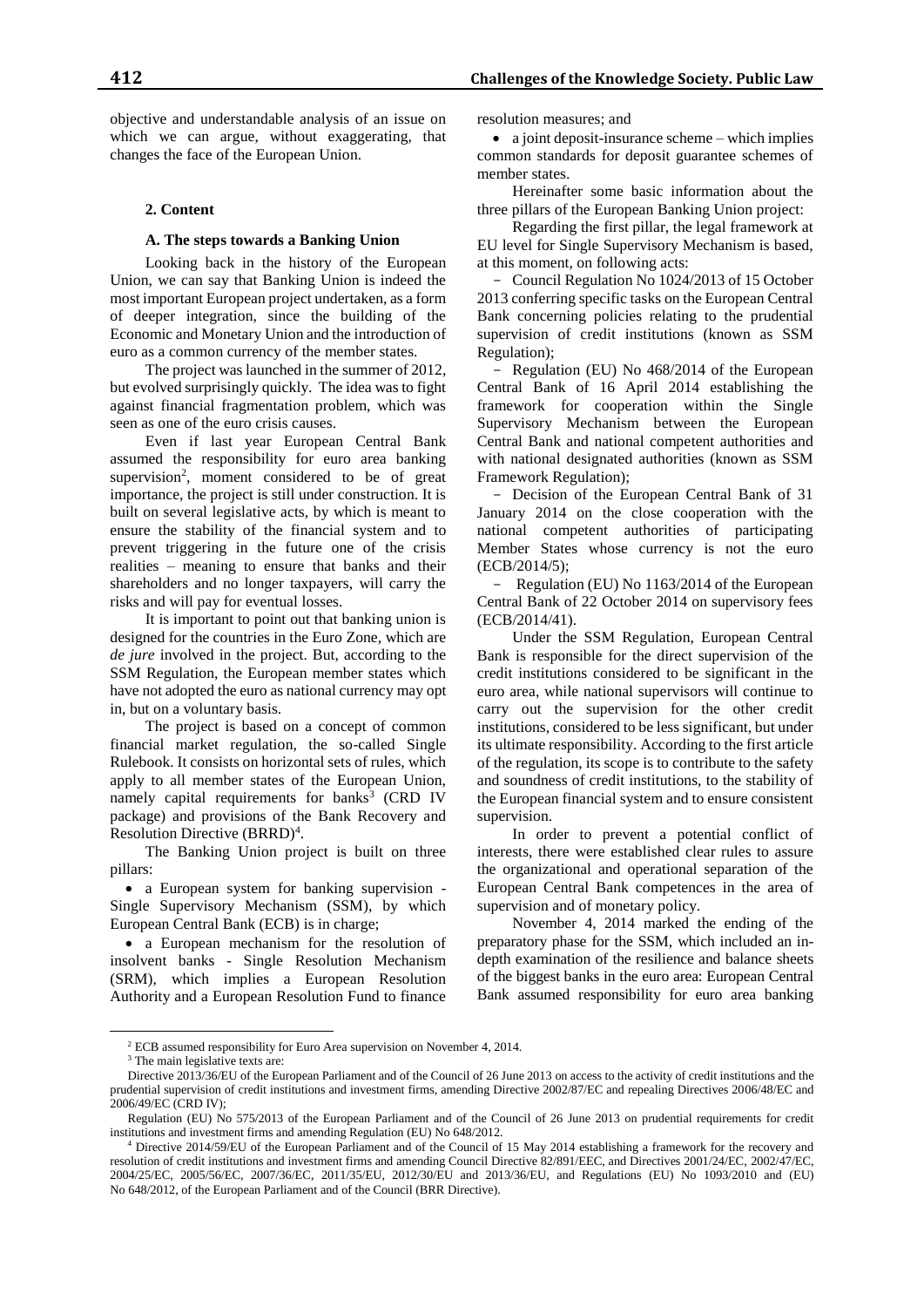objective and understandable analysis of an issue on which we can argue, without exaggerating, that changes the face of the European Union.

## 2. Content

### A. The steps towards a Banking Union

Looking back in the history of the European Union, we can say that Banking Union is indeed the most important European project undertaken, as a form of deeper integration, since the building of the Economic and Monetary Union and the introduction of euro as a common currency of the member states.

The project was launched in the summer of 2012, but evolved surprisingly quickly. The idea was to fight against financial fragmentation problem, which was seen as one of the euro crisis causes.

Even if last year European Central Bank assumed the responsibility for euro area banking supervision[2], moment considered to be of great importance, the project is still under construction. It is built on several legislative acts, by which is meant to ensure the stability of the financial system and to prevent triggering in the future one of the crisis realities – meaning to ensure that banks and their shareholders and no longer taxpayers, will carry the risks and will pay for eventual losses.

It is important to point out that banking union is designed for the countries in the Euro Zone, which are *de jure* involved in the project. But, according to the SSM Regulation, the European member states which have not adopted the euro as national currency may opt in, but on a voluntary basis.

The project is based on a concept of common financial market regulation, the so-called Single Rulebook. It consists on horizontal sets of rules, which apply to all member states of the European Union, namely capital requirements for banks[3] (CRD IV package) and provisions of the Bank Recovery and Resolution Directive (BRRD)[4].

The Banking Union project is built on three pillars:

- a European system for banking supervision - Single Supervisory Mechanism (SSM), by which European Central Bank (ECB) is in charge;
- a European mechanism for the resolution of insolvent banks - Single Resolution Mechanism (SRM), which implies a European Resolution Authority and a European Resolution Fund to finance resolution measures; and
- a joint deposit-insurance scheme – which implies common standards for deposit guarantee schemes of member states.

Hereinafter some basic information about the three pillars of the European Banking Union project:

Regarding the first pillar, the legal framework at EU level for Single Supervisory Mechanism is based, at this moment, on following acts:

- Council Regulation No 1024/2013 of 15 October 2013 conferring specific tasks on the European Central Bank concerning policies relating to the prudential supervision of credit institutions (known as SSM Regulation);
- Regulation (EU) No 468/2014 of the European Central Bank of 16 April 2014 establishing the framework for cooperation within the Single Supervisory Mechanism between the European Central Bank and national competent authorities and with national designated authorities (known as SSM Framework Regulation);
- Decision of the European Central Bank of 31 January 2014 on the close cooperation with the national competent authorities of participating Member States whose currency is not the euro (ECB/2014/5);
- Regulation (EU) No 1163/2014 of the European Central Bank of 22 October 2014 on supervisory fees (ECB/2014/41).

Under the SSM Regulation, European Central Bank is responsible for the direct supervision of the credit institutions considered to be significant in the euro area, while national supervisors will continue to carry out the supervision for the other credit institutions, considered to be less significant, but under its ultimate responsibility. According to the first article of the regulation, its scope is to contribute to the safety and soundness of credit institutions, to the stability of the European financial system and to ensure consistent supervision.

In order to prevent a potential conflict of interests, there were established clear rules to assure the organizational and operational separation of the European Central Bank competences in the area of supervision and of monetary policy.

November 4, 2014 marked the ending of the preparatory phase for the SSM, which included an in-depth examination of the resilience and balance sheets of the biggest banks in the euro area: European Central Bank assumed responsibility for euro area banking

---

[2] ECB assumed responsibility for Euro Area supervision on November 4, 2014.

[3] The main legislative texts are:

Directive 2013/36/EU of the European Parliament and of the Council of 26 June 2013 on access to the activity of credit institutions and the prudential supervision of credit institutions and investment firms, amending Directive 2002/87/EC and repealing Directives 2006/48/EC and 2006/49/EC (CRD IV);

Regulation (EU) No 575/2013 of the European Parliament and of the Council of 26 June 2013 on prudential requirements for credit institutions and investment firms and amending Regulation (EU) No 648/2012.

[4] Directive 2014/59/EU of the European Parliament and of the Council of 15 May 2014 establishing a framework for the recovery and resolution of credit institutions and investment firms and amending Council Directive 82/891/EEC, and Directives 2001/24/EC, 2002/47/EC, 2004/25/EC, 2005/56/EC, 2007/36/EC, 2011/35/EU, 2012/30/EU and 2013/36/EU, and Regulations (EU) No 1093/2010 and (EU) No 648/2012, of the European Parliament and of the Council (BRR Directive).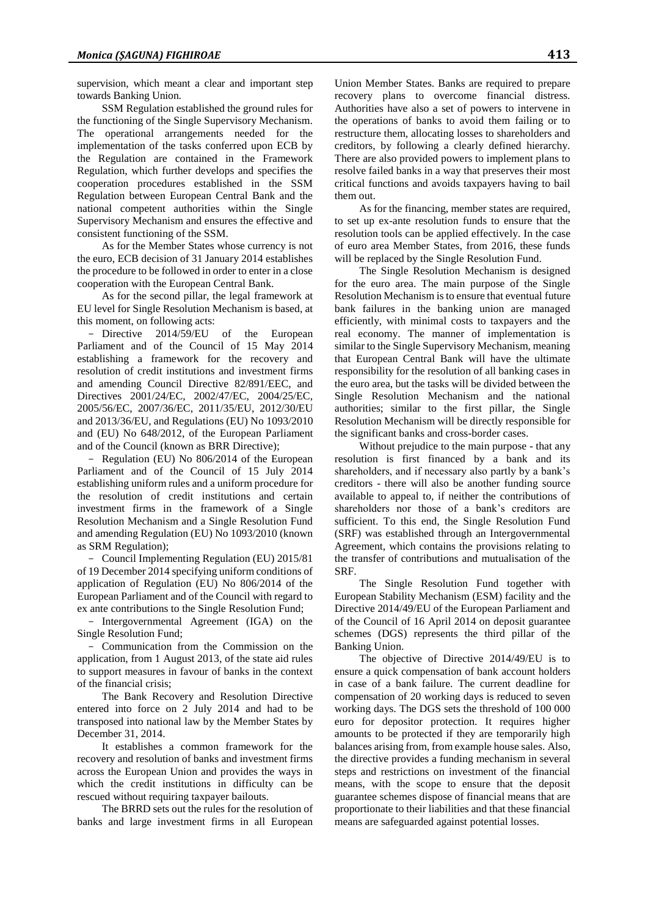supervision, which meant a clear and important step towards Banking Union.

SSM Regulation established the ground rules for the functioning of the Single Supervisory Mechanism. The operational arrangements needed for the implementation of the tasks conferred upon ECB by the Regulation are contained in the Framework Regulation, which further develops and specifies the cooperation procedures established in the SSM Regulation between European Central Bank and the national competent authorities within the Single Supervisory Mechanism and ensures the effective and consistent functioning of the SSM.

As for the Member States whose currency is not the euro, ECB decision of 31 January 2014 establishes the procedure to be followed in order to enter in a close cooperation with the European Central Bank.

As for the second pillar, the legal framework at EU level for Single Resolution Mechanism is based, at this moment, on following acts:

- Directive 2014/59/EU of the European Parliament and of the Council of 15 May 2014 establishing a framework for the recovery and resolution of credit institutions and investment firms and amending Council Directive 82/891/EEC, and Directives 2001/24/EC, 2002/47/EC, 2004/25/EC, 2005/56/EC, 2007/36/EC, 2011/35/EU, 2012/30/EU and 2013/36/EU, and Regulations (EU) No 1093/2010 and (EU) No 648/2012, of the European Parliament and of the Council (known as BRR Directive);
- Regulation (EU) No 806/2014 of the European Parliament and of the Council of 15 July 2014 establishing uniform rules and a uniform procedure for the resolution of credit institutions and certain investment firms in the framework of a Single Resolution Mechanism and a Single Resolution Fund and amending Regulation (EU) No 1093/2010 (known as SRM Regulation);
- Council Implementing Regulation (EU) 2015/81 of 19 December 2014 specifying uniform conditions of application of Regulation (EU) No 806/2014 of the European Parliament and of the Council with regard to ex ante contributions to the Single Resolution Fund;
- Intergovernmental Agreement (IGA) on the Single Resolution Fund;
- Communication from the Commission on the application, from 1 August 2013, of the state aid rules to support measures in favour of banks in the context of the financial crisis;

The Bank Recovery and Resolution Directive entered into force on 2 July 2014 and had to be transposed into national law by the Member States by December 31, 2014.

It establishes a common framework for the recovery and resolution of banks and investment firms across the European Union and provides the ways in which the credit institutions in difficulty can be rescued without requiring taxpayer bailouts.

The BRRD sets out the rules for the resolution of banks and large investment firms in all European Union Member States. Banks are required to prepare recovery plans to overcome financial distress. Authorities have also a set of powers to intervene in the operations of banks to avoid them failing or to restructure them, allocating losses to shareholders and creditors, by following a clearly defined hierarchy. There are also provided powers to implement plans to resolve failed banks in a way that preserves their most critical functions and avoids taxpayers having to bail them out.

As for the financing, member states are required, to set up ex-ante resolution funds to ensure that the resolution tools can be applied effectively. In the case of euro area Member States, from 2016, these funds will be replaced by the Single Resolution Fund.

The Single Resolution Mechanism is designed for the euro area. The main purpose of the Single Resolution Mechanism is to ensure that eventual future bank failures in the banking union are managed efficiently, with minimal costs to taxpayers and the real economy. The manner of implementation is similar to the Single Supervisory Mechanism, meaning that European Central Bank will have the ultimate responsibility for the resolution of all banking cases in the euro area, but the tasks will be divided between the Single Resolution Mechanism and the national authorities; similar to the first pillar, the Single Resolution Mechanism will be directly responsible for the significant banks and cross-border cases.

Without prejudice to the main purpose - that any resolution is first financed by a bank and its shareholders, and if necessary also partly by a bank's creditors - there will also be another funding source available to appeal to, if neither the contributions of shareholders nor those of a bank's creditors are sufficient. To this end, the Single Resolution Fund (SRF) was established through an Intergovernmental Agreement, which contains the provisions relating to the transfer of contributions and mutualisation of the SRF.

The Single Resolution Fund together with European Stability Mechanism (ESM) facility and the Directive 2014/49/EU of the European Parliament and of the Council of 16 April 2014 on deposit guarantee schemes (DGS) represents the third pillar of the Banking Union.

The objective of Directive 2014/49/EU is to ensure a quick compensation of bank account holders in case of a bank failure. The current deadline for compensation of 20 working days is reduced to seven working days. The DGS sets the threshold of 100 000 euro for depositor protection. It requires higher amounts to be protected if they are temporarily high balances arising from, from example house sales. Also, the directive provides a funding mechanism in several steps and restrictions on investment of the financial means, with the scope to ensure that the deposit guarantee schemes dispose of financial means that are proportionate to their liabilities and that these financial means are safeguarded against potential losses.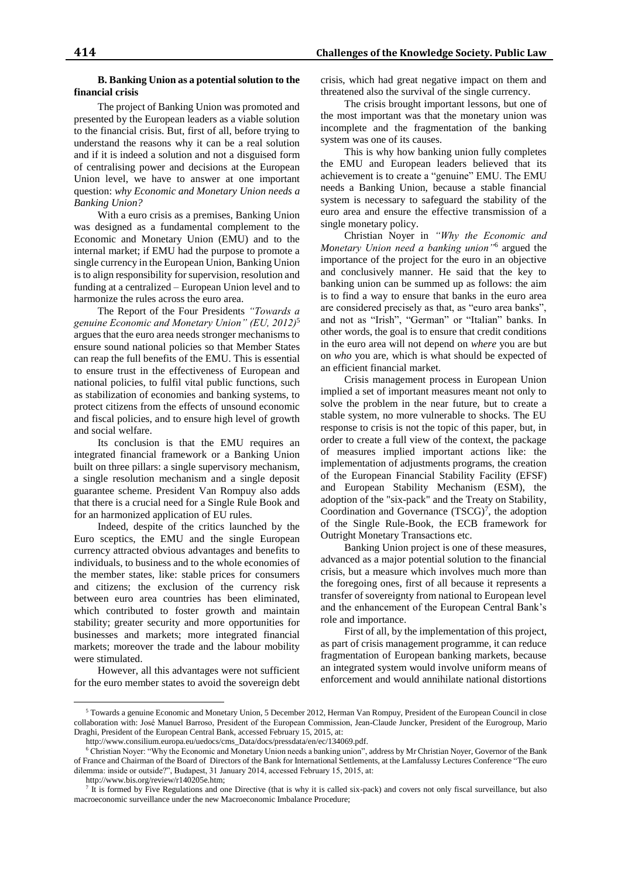**B. Banking Union as a potential solution to the financial crisis**

The project of Banking Union was promoted and presented by the European leaders as a viable solution to the financial crisis. But, first of all, before trying to understand the reasons why it can be a real solution and if it is indeed a solution and not a disguised form of centralising power and decisions at the European Union level, we have to answer at one important question: *why Economic and Monetary Union needs a Banking Union?*

With a euro crisis as a premises, Banking Union was designed as a fundamental complement to the Economic and Monetary Union (EMU) and to the internal market; if EMU had the purpose to promote a single currency in the European Union, Banking Union is to align responsibility for supervision, resolution and funding at a centralized – European Union level and to harmonize the rules across the euro area.

The Report of the Four Presidents *"Towards a genuine Economic and Monetary Union" (EU, 2012)*[5] argues that the euro area needs stronger mechanisms to ensure sound national policies so that Member States can reap the full benefits of the EMU. This is essential to ensure trust in the effectiveness of European and national policies, to fulfil vital public functions, such as stabilization of economies and banking systems, to protect citizens from the effects of unsound economic and fiscal policies, and to ensure high level of growth and social welfare.

Its conclusion is that the EMU requires an integrated financial framework or a Banking Union built on three pillars: a single supervisory mechanism, a single resolution mechanism and a single deposit guarantee scheme. President Van Rompuy also adds that there is a crucial need for a Single Rule Book and for an harmonized application of EU rules.

Indeed, despite of the critics launched by the Euro sceptics, the EMU and the single European currency attracted obvious advantages and benefits to individuals, to business and to the whole economies of the member states, like: stable prices for consumers and citizens; the exclusion of the currency risk between euro area countries has been eliminated, which contributed to foster growth and maintain stability; greater security and more opportunities for businesses and markets; more integrated financial markets; moreover the trade and the labour mobility were stimulated.

However, all this advantages were not sufficient for the euro member states to avoid the sovereign debt crisis, which had great negative impact on them and threatened also the survival of the single currency.

The crisis brought important lessons, but one of the most important was that the monetary union was incomplete and the fragmentation of the banking system was one of its causes.

This is why how banking union fully completes the EMU and European leaders believed that its achievement is to create a "genuine" EMU. The EMU needs a Banking Union, because a stable financial system is necessary to safeguard the stability of the euro area and ensure the effective transmission of a single monetary policy.

Christian Noyer in *"Why the Economic and Monetary Union need a banking union"*[6] argued the importance of the project for the euro in an objective and conclusively manner. He said that the key to banking union can be summed up as follows: the aim is to find a way to ensure that banks in the euro area are considered precisely as that, as "euro area banks", and not as "Irish", "German" or "Italian" banks. In other words, the goal is to ensure that credit conditions in the euro area will not depend on *where* you are but on *who* you are, which is what should be expected of an efficient financial market.

Crisis management process in European Union implied a set of important measures meant not only to solve the problem in the near future, but to create a stable system, no more vulnerable to shocks. The EU response to crisis is not the topic of this paper, but, in order to create a full view of the context, the package of measures implied important actions like: the implementation of adjustments programs, the creation of the European Financial Stability Facility (EFSF) and European Stability Mechanism (ESM), the adoption of the "six-pack" and the Treaty on Stability, Coordination and Governance (TSCG)[7], the adoption of the Single Rule-Book, the ECB framework for Outright Monetary Transactions etc.

Banking Union project is one of these measures, advanced as a major potential solution to the financial crisis, but a measure which involves much more than the foregoing ones, first of all because it represents a transfer of sovereignty from national to European level and the enhancement of the European Central Bank's role and importance.

First of all, by the implementation of this project, as part of crisis management programme, it can reduce fragmentation of European banking markets, because an integrated system would involve uniform means of enforcement and would annihilate national distortions

---

[5] Towards a genuine Economic and Monetary Union, 5 December 2012, Herman Van Rompuy, President of the European Council in close collaboration with: José Manuel Barroso, President of the European Commission, Jean-Claude Juncker, President of the Eurogroup, Mario Draghi, President of the European Central Bank, accessed February 15, 2015, at: http://www.consilium.europa.eu/uedocs/cms_Data/docs/pressdata/en/ec/134069.pdf.

[6] Christian Noyer: "Why the Economic and Monetary Union needs a banking union", address by Mr Christian Noyer, Governor of the Bank of France and Chairman of the Board of Directors of the Bank for International Settlements, at the Lamfalussy Lectures Conference "The euro dilemma: inside or outside?", Budapest, 31 January 2014, accessed February 15, 2015, at: http://www.bis.org/review/r140205e.htm;

[7] It is formed by Five Regulations and one Directive (that is why it is called six-pack) and covers not only fiscal surveillance, but also macroeconomic surveillance under the new Macroeconomic Imbalance Procedure;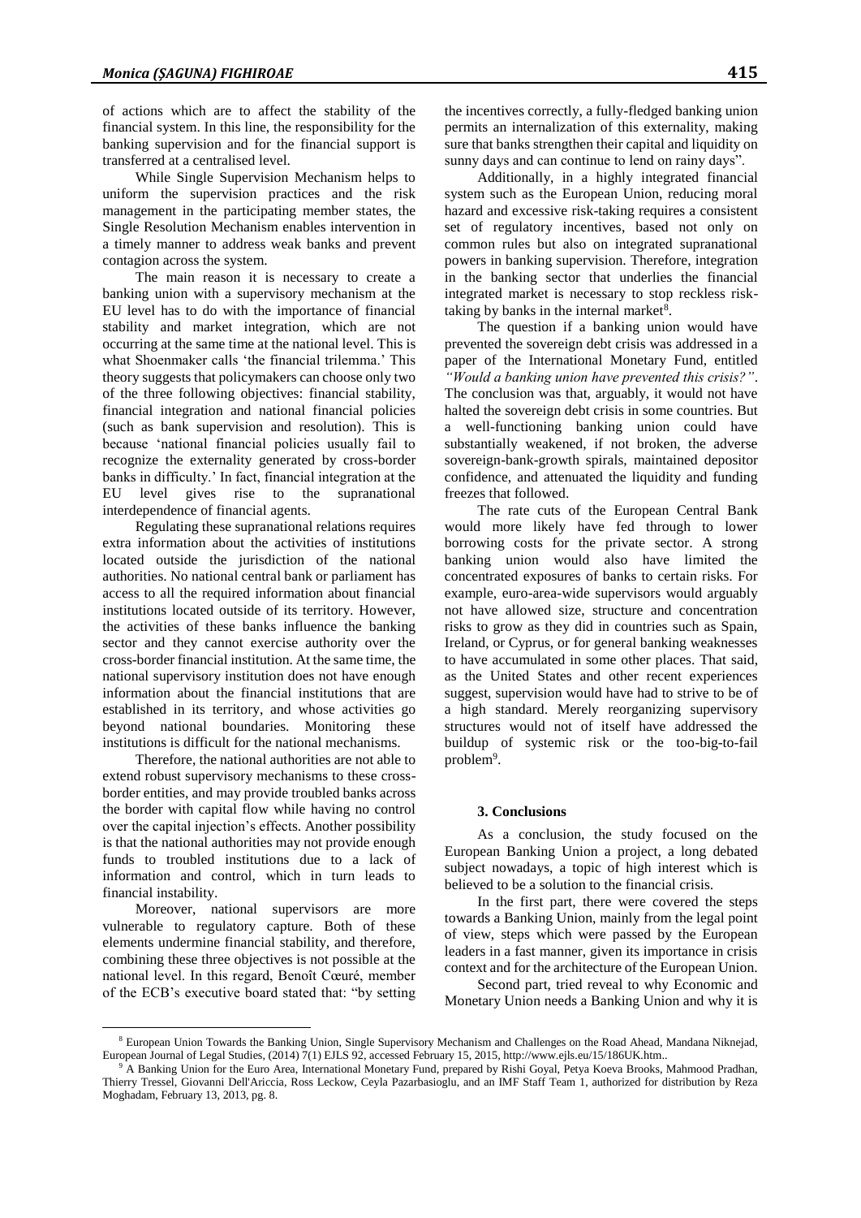of actions which are to affect the stability of the financial system. In this line, the responsibility for the banking supervision and for the financial support is transferred at a centralised level.

While Single Supervision Mechanism helps to uniform the supervision practices and the risk management in the participating member states, the Single Resolution Mechanism enables intervention in a timely manner to address weak banks and prevent contagion across the system.

The main reason it is necessary to create a banking union with a supervisory mechanism at the EU level has to do with the importance of financial stability and market integration, which are not occurring at the same time at the national level. This is what Shoenmaker calls 'the financial trilemma.' This theory suggests that policymakers can choose only two of the three following objectives: financial stability, financial integration and national financial policies (such as bank supervision and resolution). This is because 'national financial policies usually fail to recognize the externality generated by cross-border banks in difficulty.' In fact, financial integration at the EU level gives rise to the supranational interdependence of financial agents.

Regulating these supranational relations requires extra information about the activities of institutions located outside the jurisdiction of the national authorities. No national central bank or parliament has access to all the required information about financial institutions located outside of its territory. However, the activities of these banks influence the banking sector and they cannot exercise authority over the cross-border financial institution. At the same time, the national supervisory institution does not have enough information about the financial institutions that are established in its territory, and whose activities go beyond national boundaries. Monitoring these institutions is difficult for the national mechanisms.

Therefore, the national authorities are not able to extend robust supervisory mechanisms to these cross-border entities, and may provide troubled banks across the border with capital flow while having no control over the capital injection's effects. Another possibility is that the national authorities may not provide enough funds to troubled institutions due to a lack of information and control, which in turn leads to financial instability.

Moreover, national supervisors are more vulnerable to regulatory capture. Both of these elements undermine financial stability, and therefore, combining these three objectives is not possible at the national level. In this regard, Benoît Cœuré, member of the ECB's executive board stated that: "by setting the incentives correctly, a fully-fledged banking union permits an internalization of this externality, making sure that banks strengthen their capital and liquidity on sunny days and can continue to lend on rainy days".

Additionally, in a highly integrated financial system such as the European Union, reducing moral hazard and excessive risk-taking requires a consistent set of regulatory incentives, based not only on common rules but also on integrated supranational powers in banking supervision. Therefore, integration in the banking sector that underlies the financial integrated market is necessary to stop reckless risk-taking by banks in the internal market[8].

The question if a banking union would have prevented the sovereign debt crisis was addressed in a paper of the International Monetary Fund, entitled *"Would a banking union have prevented this crisis?"*. The conclusion was that, arguably, it would not have halted the sovereign debt crisis in some countries. But a well-functioning banking union could have substantially weakened, if not broken, the adverse sovereign-bank-growth spirals, maintained depositor confidence, and attenuated the liquidity and funding freezes that followed.

The rate cuts of the European Central Bank would more likely have fed through to lower borrowing costs for the private sector. A strong banking union would also have limited the concentrated exposures of banks to certain risks. For example, euro-area-wide supervisors would arguably not have allowed size, structure and concentration risks to grow as they did in countries such as Spain, Ireland, or Cyprus, or for general banking weaknesses to have accumulated in some other places. That said, as the United States and other recent experiences suggest, supervision would have had to strive to be of a high standard. Merely reorganizing supervisory structures would not of itself have addressed the buildup of systemic risk or the too-big-to-fail problem[9].

### 3. Conclusions

As a conclusion, the study focused on the European Banking Union a project, a long debated subject nowadays, a topic of high interest which is believed to be a solution to the financial crisis.

In the first part, there were covered the steps towards a Banking Union, mainly from the legal point of view, steps which were passed by the European leaders in a fast manner, given its importance in crisis context and for the architecture of the European Union.

Second part, tried reveal to why Economic and Monetary Union needs a Banking Union and why it is

---

[8] European Union Towards the Banking Union, Single Supervisory Mechanism and Challenges on the Road Ahead, Mandana Niknejad, European Journal of Legal Studies, (2014) 7(1) EJLS 92, accessed February 15, 2015, http://www.ejls.eu/15/186UK.htm..

[9] A Banking Union for the Euro Area, International Monetary Fund, prepared by Rishi Goyal, Petya Koeva Brooks, Mahmood Pradhan, Thierry Tressel, Giovanni Dell'Ariccia, Ross Leckow, Ceyla Pazarbasioglu, and an IMF Staff Team 1, authorized for distribution by Reza Moghadam, February 13, 2013, pg. 8.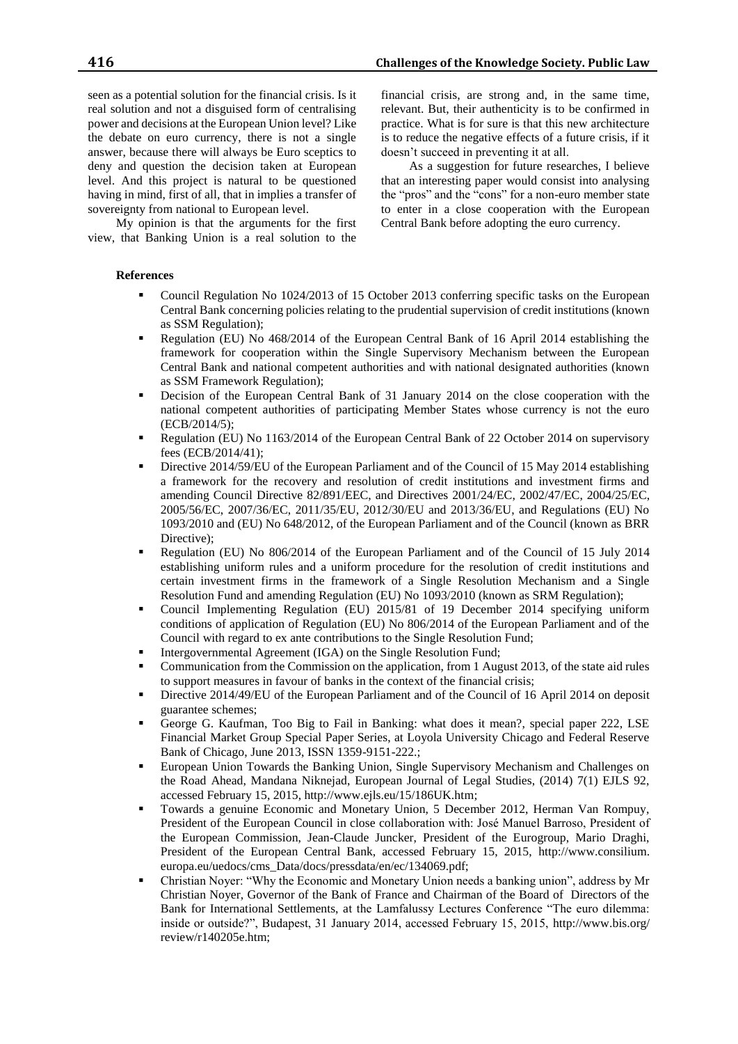seen as a potential solution for the financial crisis. Is it real solution and not a disguised form of centralising power and decisions at the European Union level? Like the debate on euro currency, there is not a single answer, because there will always be Euro sceptics to deny and question the decision taken at European level. And this project is natural to be questioned having in mind, first of all, that in implies a transfer of sovereignty from national to European level.

My opinion is that the arguments for the first view, that Banking Union is a real solution to the financial crisis, are strong and, in the same time, relevant. But, their authenticity is to be confirmed in practice. What is for sure is that this new architecture is to reduce the negative effects of a future crisis, if it doesn't succeed in preventing it at all.

As a suggestion for future researches, I believe that an interesting paper would consist into analysing the "pros" and the "cons" for a non-euro member state to enter in a close cooperation with the European Central Bank before adopting the euro currency.

**References**

- Council Regulation No 1024/2013 of 15 October 2013 conferring specific tasks on the European Central Bank concerning policies relating to the prudential supervision of credit institutions (known as SSM Regulation);
- Regulation (EU) No 468/2014 of the European Central Bank of 16 April 2014 establishing the framework for cooperation within the Single Supervisory Mechanism between the European Central Bank and national competent authorities and with national designated authorities (known as SSM Framework Regulation);
- Decision of the European Central Bank of 31 January 2014 on the close cooperation with the national competent authorities of participating Member States whose currency is not the euro (ECB/2014/5);
- Regulation (EU) No 1163/2014 of the European Central Bank of 22 October 2014 on supervisory fees (ECB/2014/41);
- Directive 2014/59/EU of the European Parliament and of the Council of 15 May 2014 establishing a framework for the recovery and resolution of credit institutions and investment firms and amending Council Directive 82/891/EEC, and Directives 2001/24/EC, 2002/47/EC, 2004/25/EC, 2005/56/EC, 2007/36/EC, 2011/35/EU, 2012/30/EU and 2013/36/EU, and Regulations (EU) No 1093/2010 and (EU) No 648/2012, of the European Parliament and of the Council (known as BRR Directive);
- Regulation (EU) No 806/2014 of the European Parliament and of the Council of 15 July 2014 establishing uniform rules and a uniform procedure for the resolution of credit institutions and certain investment firms in the framework of a Single Resolution Mechanism and a Single Resolution Fund and amending Regulation (EU) No 1093/2010 (known as SRM Regulation);
- Council Implementing Regulation (EU) 2015/81 of 19 December 2014 specifying uniform conditions of application of Regulation (EU) No 806/2014 of the European Parliament and of the Council with regard to ex ante contributions to the Single Resolution Fund;
- Intergovernmental Agreement (IGA) on the Single Resolution Fund;
- Communication from the Commission on the application, from 1 August 2013, of the state aid rules to support measures in favour of banks in the context of the financial crisis;
- Directive 2014/49/EU of the European Parliament and of the Council of 16 April 2014 on deposit guarantee schemes;
- George G. Kaufman, Too Big to Fail in Banking: what does it mean?, special paper 222, LSE Financial Market Group Special Paper Series, at Loyola University Chicago and Federal Reserve Bank of Chicago, June 2013, ISSN 1359-9151-222.;
- European Union Towards the Banking Union, Single Supervisory Mechanism and Challenges on the Road Ahead, Mandana Niknejad, European Journal of Legal Studies, (2014) 7(1) EJLS 92, accessed February 15, 2015, http://www.ejls.eu/15/186UK.htm;
- Towards a genuine Economic and Monetary Union, 5 December 2012, Herman Van Rompuy, President of the European Council in close collaboration with: José Manuel Barroso, President of the European Commission, Jean-Claude Juncker, President of the Eurogroup, Mario Draghi, President of the European Central Bank, accessed February 15, 2015, http://www.consilium.europa.eu/uedocs/cms_Data/docs/pressdata/en/ec/134069.pdf;
- Christian Noyer: "Why the Economic and Monetary Union needs a banking union", address by Mr Christian Noyer, Governor of the Bank of France and Chairman of the Board of Directors of the Bank for International Settlements, at the Lamfalussy Lectures Conference "The euro dilemma: inside or outside?", Budapest, 31 January 2014, accessed February 15, 2015, http://www.bis.org/review/r140205e.htm;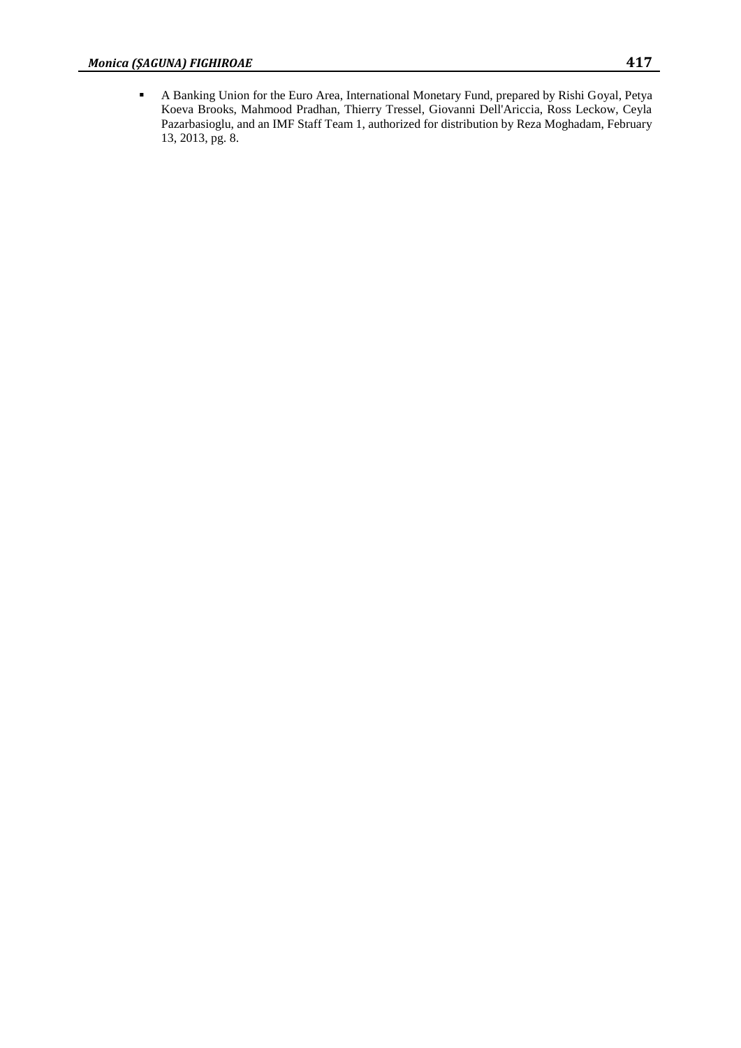- A Banking Union for the Euro Area, International Monetary Fund, prepared by Rishi Goyal, Petya Koeva Brooks, Mahmood Pradhan, Thierry Tressel, Giovanni Dell'Ariccia, Ross Leckow, Ceyla Pazarbasioglu, and an IMF Staff Team 1, authorized for distribution by Reza Moghadam, February 13, 2013, pg. 8.